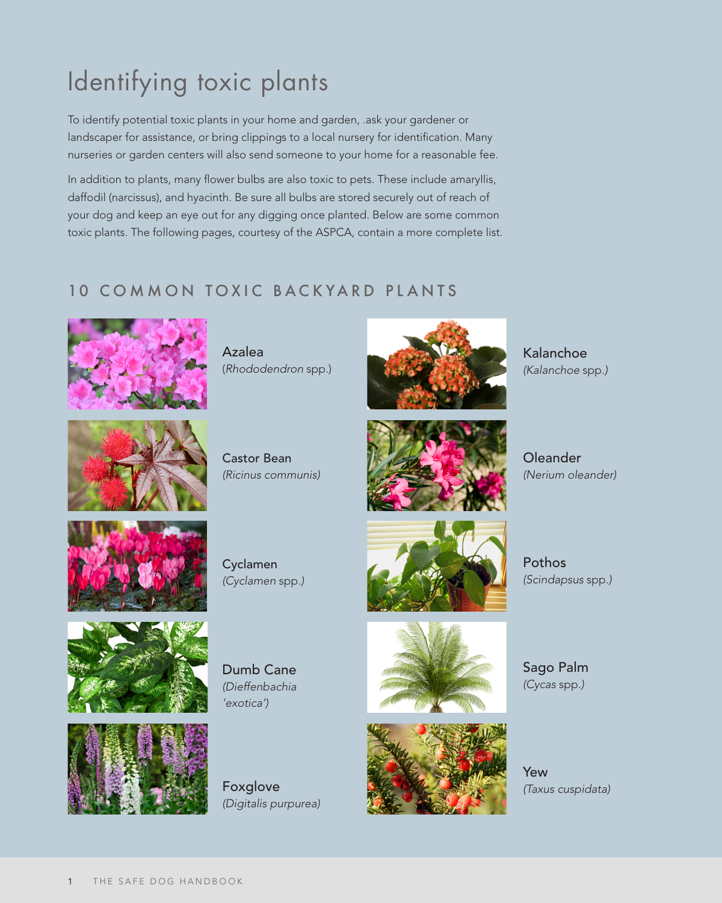# Identifying toxic plants

To identify potential toxic plants in your home and garden, .ask your gardener or landscaper for assistance, or bring clippings to a local nursery for identification. Many nurseries or garden centers will also send someone to your home for a reasonable fee.

In addition to plants, many flower bulbs are also toxic to pets. These include amaryllis, daffodil (narcissus), and hyacinth. Be sure all bulbs are stored securely out of reach of your dog and keep an eye out for any digging once planted. Below are some common toxic plants. The following pages, courtesy of the ASPCA, contain a more complete list.

## 10 COMMON TOXIC BACKYARD PLANTS

Azalea
(*Rhododendron* spp.)

Castor Bean
*(Ricinus communis)*

Cyclamen
*(Cyclamen* spp.)

Dumb Cane
*(Dieffenbachia 'exotica')*

Foxglove
*(Digitalis purpurea)*

Kalanchoe
*(Kalanchoe* spp.)

Oleander
*(Nerium oleander)*

Pothos
*(Scindapsus* spp.)

Sago Palm
*(Cycas* spp.)

Yew
*(Taxus cuspidata)*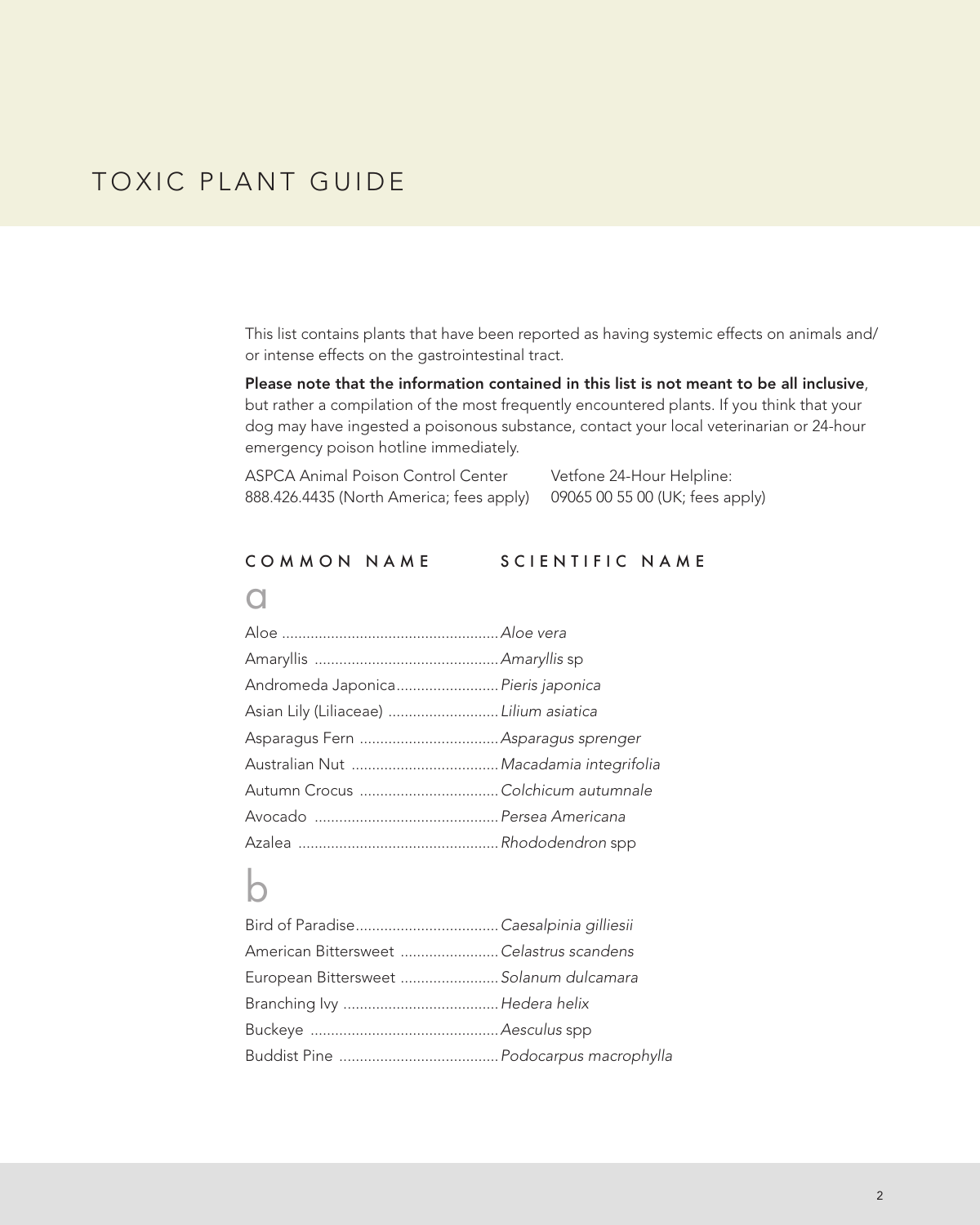# TOXIC PLANT GUIDE

This list contains plants that have been reported as having systemic effects on animals and/or intense effects on the gastrointestinal tract.

**Please note that the information contained in this list is not meant to be all inclusive**, but rather a compilation of the most frequently encountered plants. If you think that your dog may have ingested a poisonous substance, contact your local veterinarian or 24-hour emergency poison hotline immediately.

ASPCA Animal Poison Control Center
888.426.4435 (North America; fees apply)

Vetfone 24-Hour Helpline:
09065 00 55 00 (UK; fees apply)

| COMMON NAME | SCIENTIFIC NAME |
|---|---|
| **a** | |
| Aloe | *Aloe vera* |
| Amaryllis | *Amaryllis* sp |
| Andromeda Japonica | *Pieris japonica* |
| Asian Lily (Liliaceae) | *Lilium asiatica* |
| Asparagus Fern | *Asparagus sprenger* |
| Australian Nut | *Macadamia integrifolia* |
| Autumn Crocus | *Colchicum autumnale* |
| Avocado | *Persea Americana* |
| Azalea | *Rhododendron* spp |
| **b** | |
| Bird of Paradise | *Caesalpinia gilliesii* |
| American Bittersweet | *Celastrus scandens* |
| European Bittersweet | *Solanum dulcamara* |
| Branching Ivy | *Hedera helix* |
| Buckeye | *Aesculus* spp |
| Buddist Pine | *Podocarpus macrophylla* |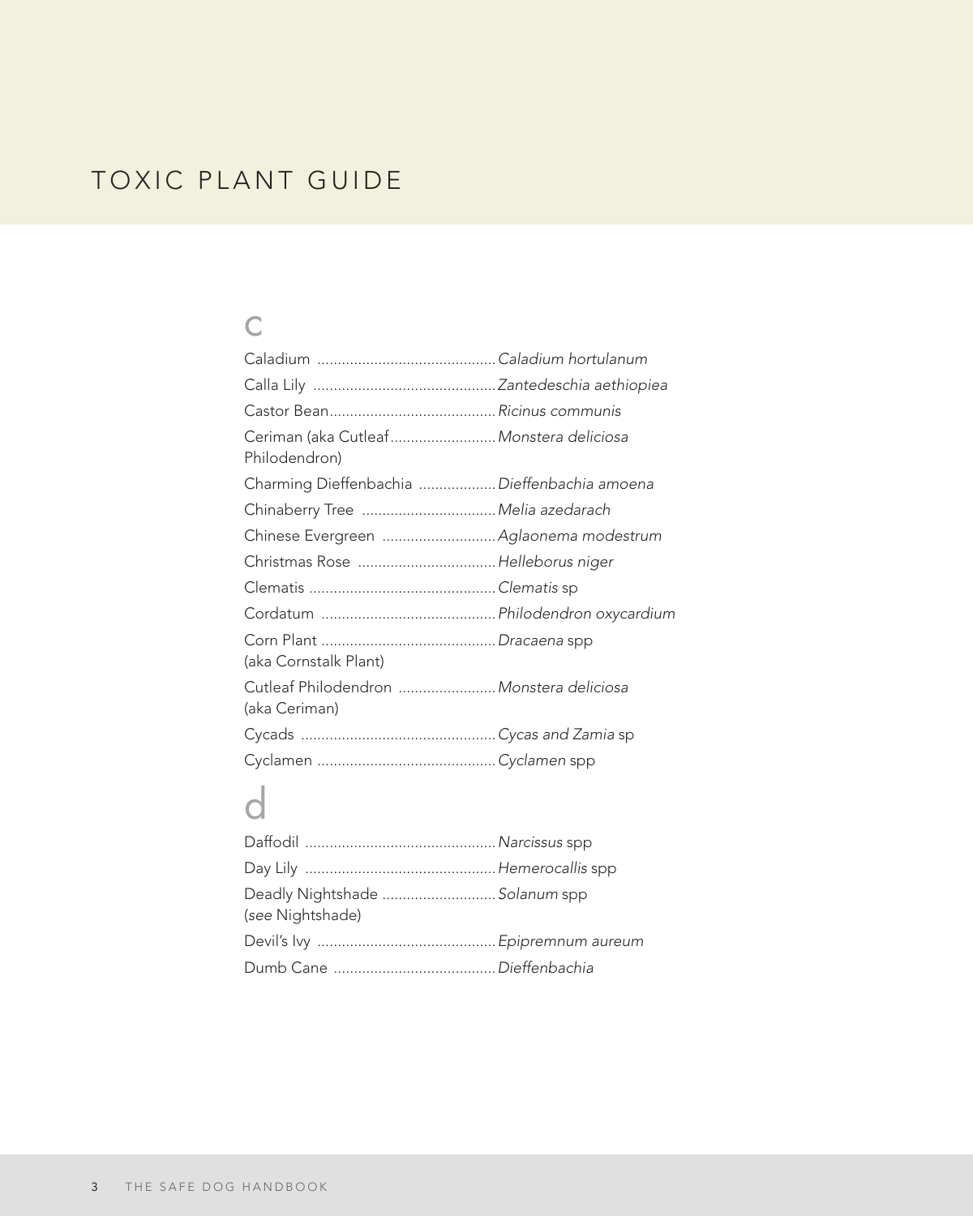# TOXIC PLANT GUIDE

## c

| Common Name | Scientific Name |
| --- | --- |
| Caladium | *Caladium hortulanum* |
| Calla Lily | *Zantedeschia aethiopiea* |
| Castor Bean | *Ricinus communis* |
| Ceriman (aka Cutleaf Philodendron) | *Monstera deliciosa* |
| Charming Dieffenbachia | *Dieffenbachia amoena* |
| Chinaberry Tree | *Melia azedarach* |
| Chinese Evergreen | *Aglaonema modestrum* |
| Christmas Rose | *Helleborus niger* |
| Clematis | *Clematis* sp |
| Cordatum | *Philodendron oxycardium* |
| Corn Plant (aka Cornstalk Plant) | *Dracaena* spp |
| Cutleaf Philodendron (aka Ceriman) | *Monstera deliciosa* |
| Cycads | *Cycas and Zamia* sp |
| Cyclamen | *Cyclamen* spp |

## d

| Common Name | Scientific Name |
| --- | --- |
| Daffodil | *Narcissus* spp |
| Day Lily | *Hemerocallis* spp |
| Deadly Nightshade (*see* Nightshade) | *Solanum* spp |
| Devil's Ivy | *Epipremnum aureum* |
| Dumb Cane | *Dieffenbachia* |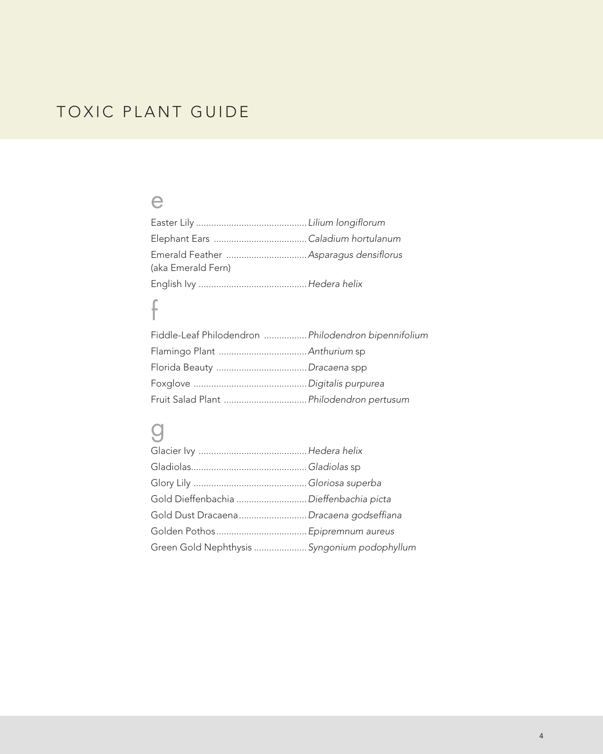# TOXIC PLANT GUIDE

## e

Easter Lily ............................................ *Lilium longiflorum*

Elephant Ears ..................................... *Caladium hortulanum*

Emerald Feather ................................ *Asparagus densiflorus*
(aka Emerald Fern)

English Ivy ........................................... *Hedera helix*

## f

Fiddle-Leaf Philodendron ................. *Philodendron bipennifolium*

Flamingo Plant ................................... *Anthurium* sp

Florida Beauty .................................... *Dracaena* spp

Foxglove ............................................. *Digitalis purpurea*

Fruit Salad Plant ................................. *Philodendron pertusum*

## g

Glacier Ivy ........................................... *Hedera helix*

Gladiolas.............................................. *Gladiolas* sp

Glory Lily ............................................. *Gloriosa superba*

Gold Dieffenbachia ............................ *Dieffenbachia picta*

Gold Dust Dracaena........................... *Dracaena godseffiana*

Golden Pothos.................................... *Epipremnum aureus*

Green Gold Nephthysis ..................... *Syngonium podophyllum*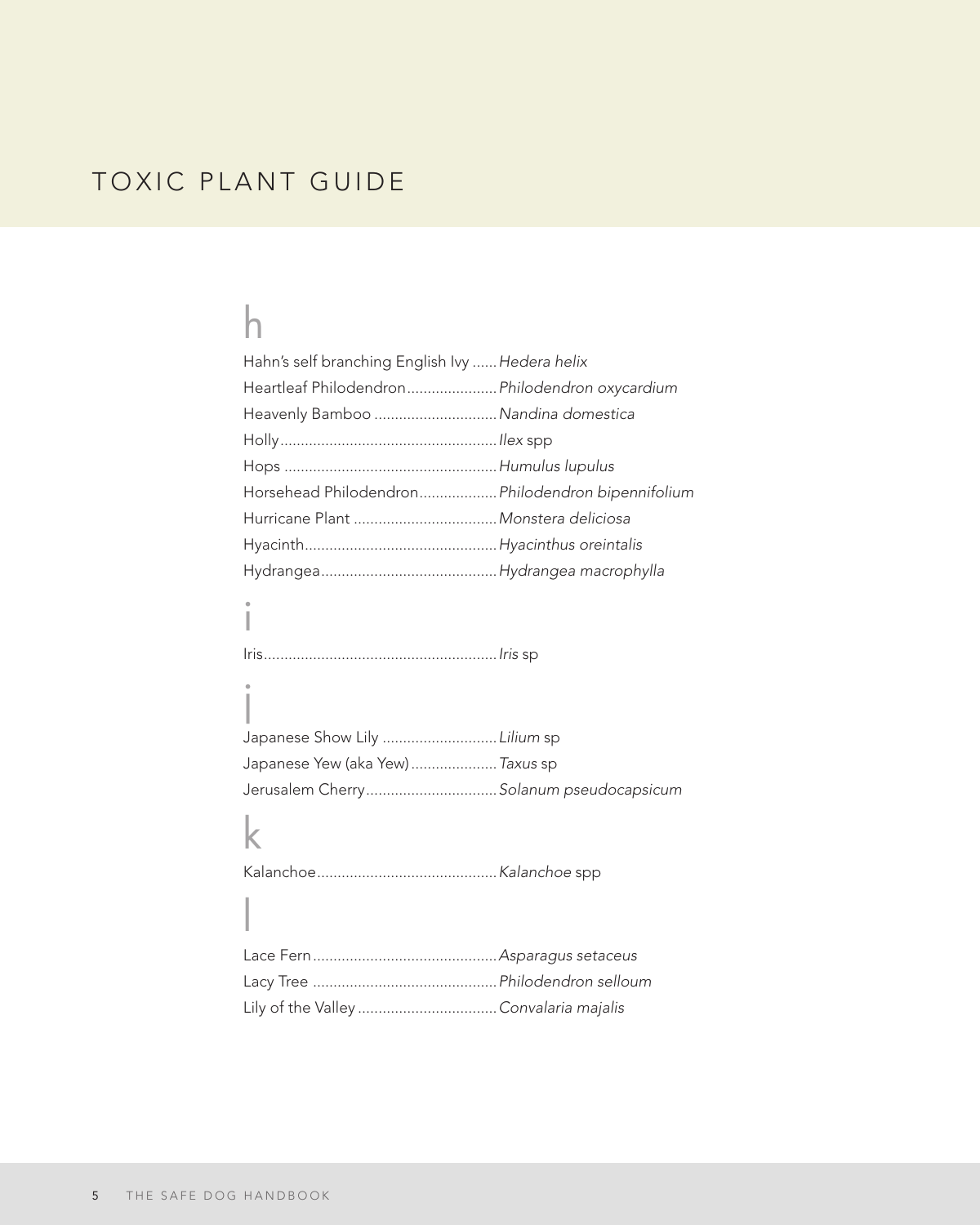# TOXIC PLANT GUIDE

## h

Hahn's self branching English Ivy ...... *Hedera helix*
Heartleaf Philodendron...................... *Philodendron oxycardium*
Heavenly Bamboo .............................. *Nandina domestica*
Holly..................................................... *Ilex* spp
Hops .................................................... *Humulus lupulus*
Horsehead Philodendron................... *Philodendron bipennifolium*
Hurricane Plant ................................... *Monstera deliciosa*
Hyacinth............................................... *Hyacinthus oreintalis*
Hydrangea........................................... *Hydrangea macrophylla*

## i

Iris......................................................... *Iris* sp

## j

Japanese Show Lily ............................ *Lilium* sp
Japanese Yew (aka Yew)..................... *Taxus* sp
Jerusalem Cherry................................ *Solanum pseudocapsicum*

## k

Kalanchoe............................................ *Kalanchoe* spp

## l

Lace Fern............................................. *Asparagus setaceus*
Lacy Tree ............................................. *Philodendron selloum*
Lily of the Valley .................................. *Convalaria majalis*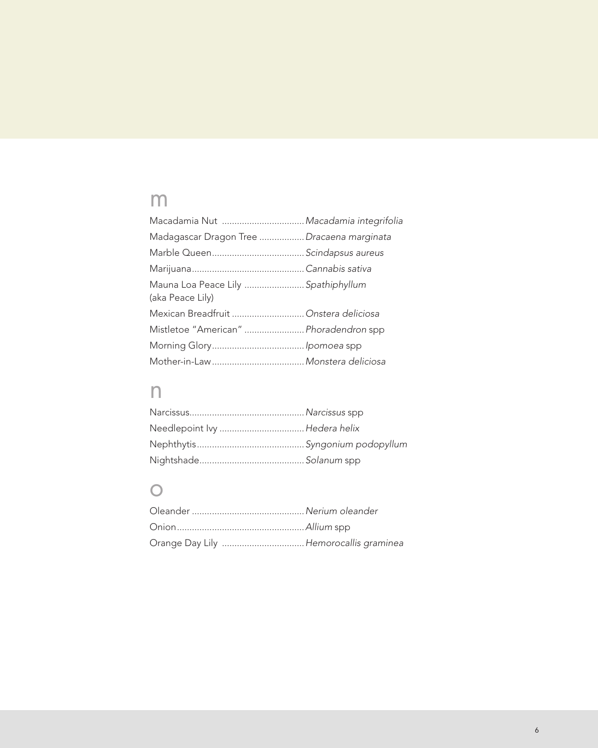## m

Macadamia Nut ................................. *Macadamia integrifolia*

Madagascar Dragon Tree .................. *Dracaena marginata*

Marble Queen..................................... *Scindapsus aureus*

Marijuana............................................. *Cannabis sativa*

Mauna Loa Peace Lily ........................ *Spathiphyllum*
(aka Peace Lily)

Mexican Breadfruit ............................. *Onstera deliciosa*

Mistletoe "American" ........................ *Phoradendron* spp

Morning Glory..................................... *Ipomoea* spp

Mother-in-Law..................................... *Monstera deliciosa*

## n

Narcissus.............................................. *Narcissus* spp

Needlepoint Ivy .................................. *Hedera helix*

Nephthytis........................................... *Syngonium podopyllum*

Nightshade.......................................... *Solanum* spp

## o

Oleander ............................................. *Nerium oleander*

Onion................................................... *Allium* spp

Orange Day Lily ................................. *Hemorocallis graminea*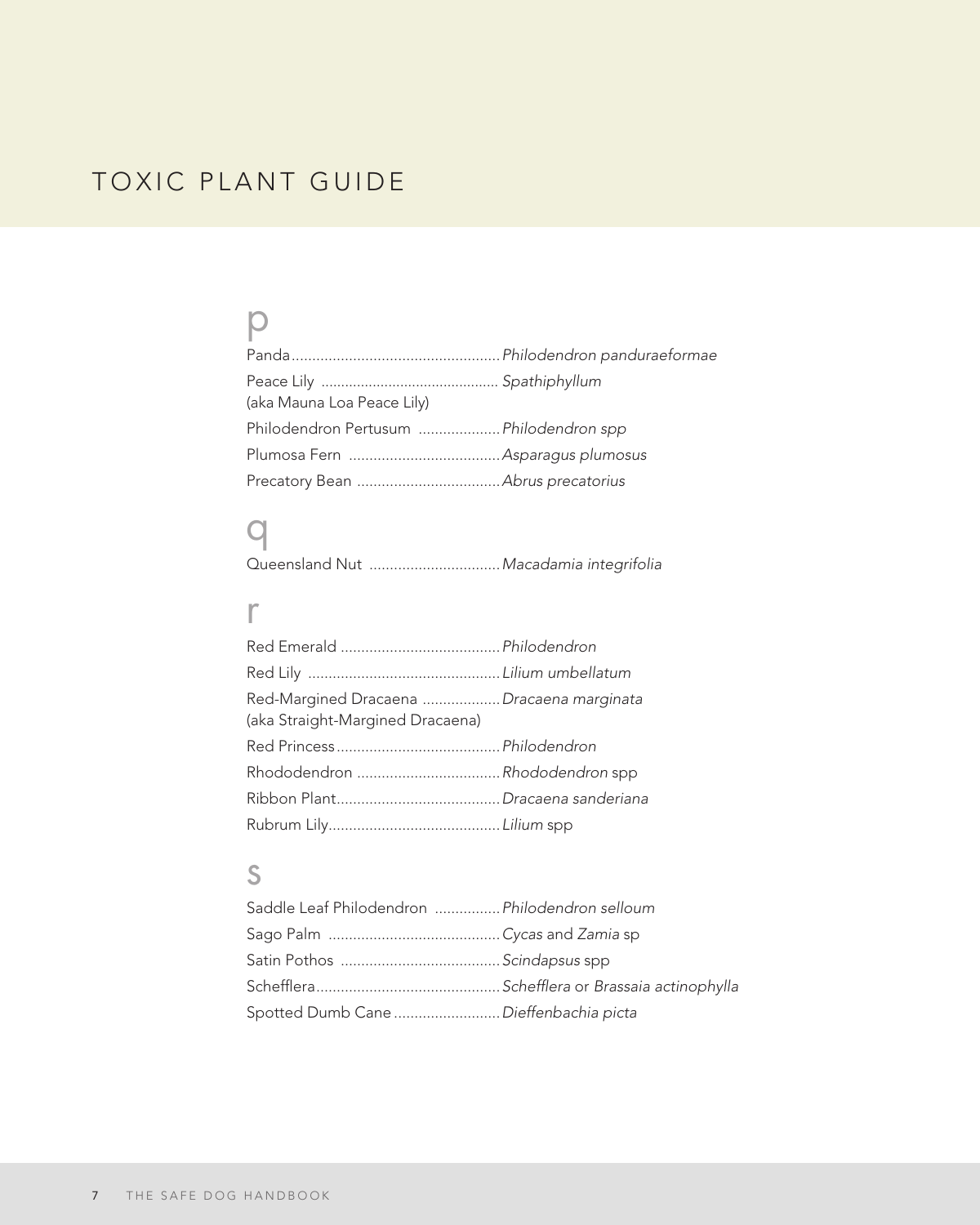# TOXIC PLANT GUIDE

## p

Panda.................................................*Philodendron panduraeformae*

Peace Lily ............................................ *Spathiphyllum*
(aka Mauna Loa Peace Lily)

Philodendron Pertusum ....................*Philodendron spp*

Plumosa Fern .....................................*Asparagus plumosus*

Precatory Bean ...................................*Abrus precatorius*

## q

Queensland Nut ................................*Macadamia integrifolia*

## r

Red Emerald .......................................*Philodendron*

Red Lily ...............................................*Lilium umbellatum*

Red-Margined Dracaena ...................*Dracaena marginata*
(aka Straight-Margined Dracaena)

Red Princess........................................*Philodendron*

Rhododendron ...................................*Rhododendron* spp

Ribbon Plant........................................*Dracaena sanderiana*

Rubrum Lily..........................................*Lilium* spp

## s

Saddle Leaf Philodendron ................*Philodendron selloum*

Sago Palm ..........................................*Cycas* and *Zamia* sp

Satin Pothos .......................................*Scindapsus* spp

Schefflera.............................................*Schefflera* or *Brassaia actinophylla*

Spotted Dumb Cane ..........................*Dieffenbachia picta*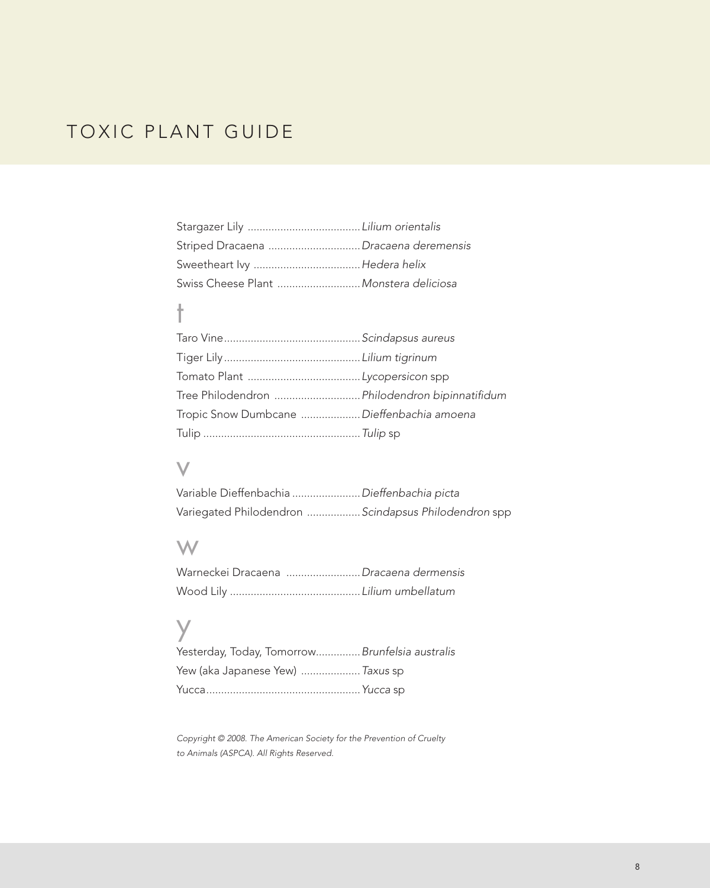# TOXIC PLANT GUIDE

Stargazer Lily ...................................... *Lilium orientalis*
Striped Dracaena ............................... *Dracaena deremensis*
Sweetheart Ivy .................................... *Hedera helix*
Swiss Cheese Plant ............................ *Monstera deliciosa*

## t

Taro Vine.............................................. *Scindapsus aureus*
Tiger Lily.............................................. *Lilium tigrinum*
Tomato Plant ...................................... *Lycopersicon* spp
Tree Philodendron ............................. *Philodendron bipinnatifidum*
Tropic Snow Dumbcane .................... *Dieffenbachia amoena*
Tulip ..................................................... *Tulip* sp

## v

Variable Dieffenbachia ....................... *Dieffenbachia picta*
Variegated Philodendron .................. *Scindapsus Philodendron* spp

## w

Warneckei Dracaena ......................... *Dracaena dermensis*
Wood Lily ............................................ *Lilium umbellatum*

## y

Yesterday, Today, Tomorrow............... *Brunfelsia australis*
Yew (aka Japanese Yew) .................... *Taxus* sp
Yucca.................................................... *Yucca* sp

*Copyright © 2008. The American Society for the Prevention of Cruelty to Animals (ASPCA). All Rights Reserved.*